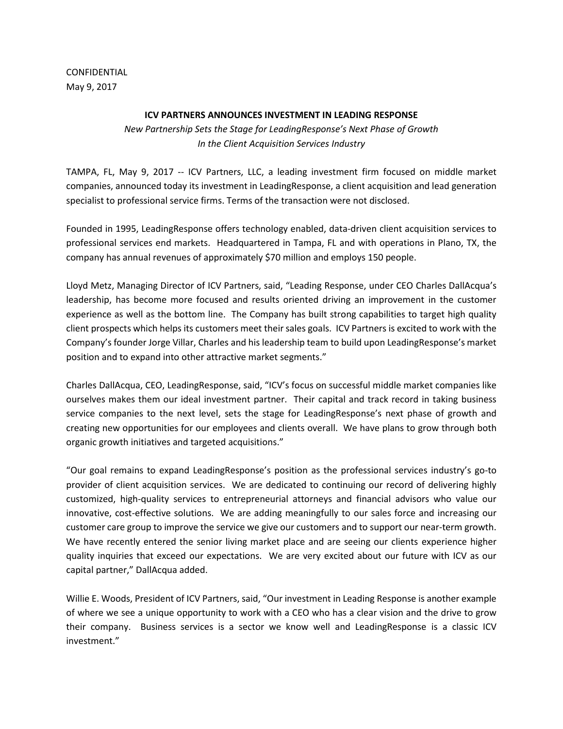CONFIDENTIAL
May 9, 2017

# ICV PARTNERS ANNOUNCES INVESTMENT IN LEADING RESPONSE

*New Partnership Sets the Stage for LeadingResponse's Next Phase of Growth In the Client Acquisition Services Industry*

TAMPA, FL, May 9, 2017 -- ICV Partners, LLC, a leading investment firm focused on middle market companies, announced today its investment in LeadingResponse, a client acquisition and lead generation specialist to professional service firms. Terms of the transaction were not disclosed.

Founded in 1995, LeadingResponse offers technology enabled, data-driven client acquisition services to professional services end markets. Headquartered in Tampa, FL and with operations in Plano, TX, the company has annual revenues of approximately $70 million and employs 150 people.

Lloyd Metz, Managing Director of ICV Partners, said, "Leading Response, under CEO Charles DallAcqua's leadership, has become more focused and results oriented driving an improvement in the customer experience as well as the bottom line. The Company has built strong capabilities to target high quality client prospects which helps its customers meet their sales goals. ICV Partners is excited to work with the Company's founder Jorge Villar, Charles and his leadership team to build upon LeadingResponse's market position and to expand into other attractive market segments."

Charles DallAcqua, CEO, LeadingResponse, said, "ICV's focus on successful middle market companies like ourselves makes them our ideal investment partner. Their capital and track record in taking business service companies to the next level, sets the stage for LeadingResponse's next phase of growth and creating new opportunities for our employees and clients overall. We have plans to grow through both organic growth initiatives and targeted acquisitions."

"Our goal remains to expand LeadingResponse's position as the professional services industry's go-to provider of client acquisition services. We are dedicated to continuing our record of delivering highly customized, high-quality services to entrepreneurial attorneys and financial advisors who value our innovative, cost-effective solutions. We are adding meaningfully to our sales force and increasing our customer care group to improve the service we give our customers and to support our near-term growth. We have recently entered the senior living market place and are seeing our clients experience higher quality inquiries that exceed our expectations. We are very excited about our future with ICV as our capital partner," DallAcqua added.

Willie E. Woods, President of ICV Partners, said, "Our investment in Leading Response is another example of where we see a unique opportunity to work with a CEO who has a clear vision and the drive to grow their company. Business services is a sector we know well and LeadingResponse is a classic ICV investment."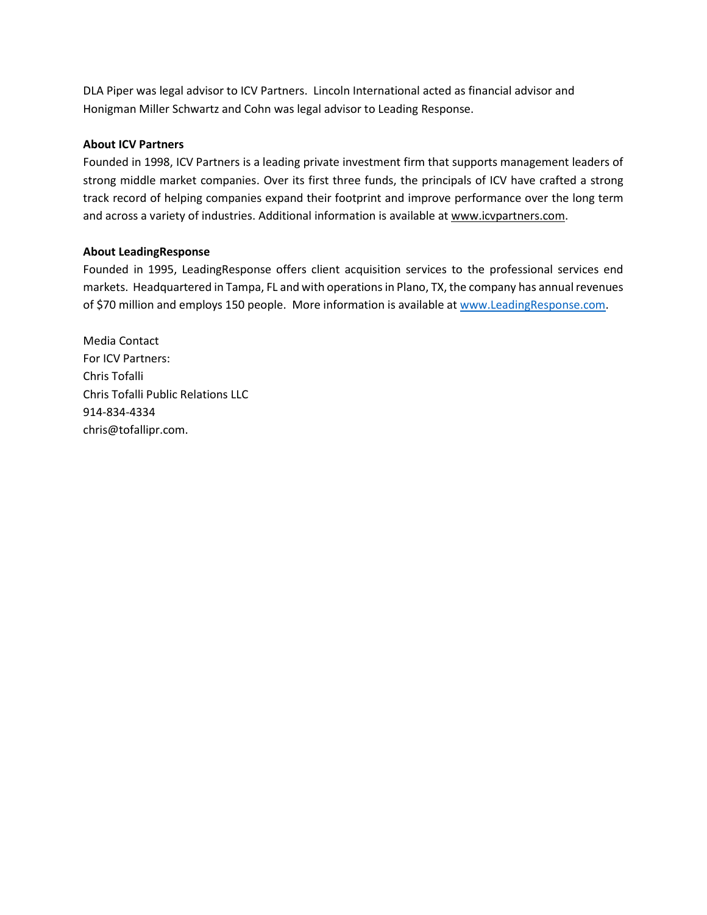DLA Piper was legal advisor to ICV Partners. Lincoln International acted as financial advisor and Honigman Miller Schwartz and Cohn was legal advisor to Leading Response.

**About ICV Partners**

Founded in 1998, ICV Partners is a leading private investment firm that supports management leaders of strong middle market companies. Over its first three funds, the principals of ICV have crafted a strong track record of helping companies expand their footprint and improve performance over the long term and across a variety of industries. Additional information is available at www.icvpartners.com.

**About LeadingResponse**

Founded in 1995, LeadingResponse offers client acquisition services to the professional services end markets. Headquartered in Tampa, FL and with operations in Plano, TX, the company has annual revenues of $70 million and employs 150 people. More information is available at www.LeadingResponse.com.

Media Contact
For ICV Partners:
Chris Tofalli
Chris Tofalli Public Relations LLC
914-834-4334
chris@tofallipr.com.